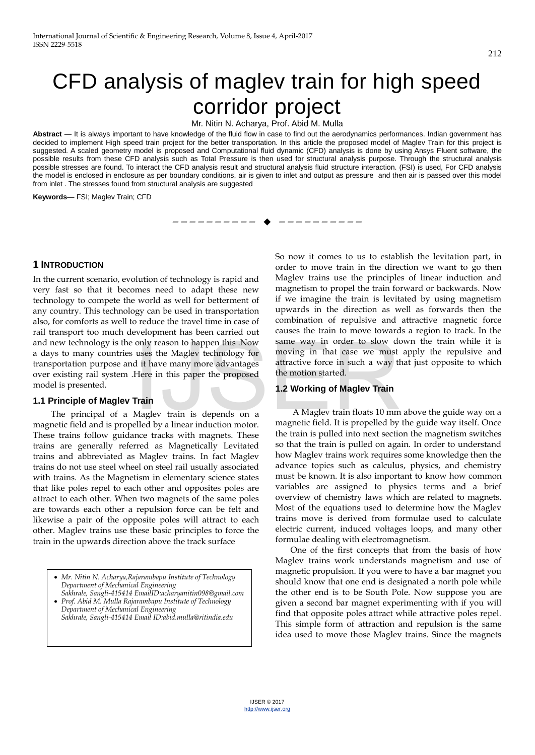# CFD analysis of maglev train for high speed corridor project

Mr. Nitin N. Acharya, Prof. Abid M. Mulla

**Abstract** — It is always important to have knowledge of the fluid flow in case to find out the aerodynamics performances. Indian government has decided to implement High speed train project for the better transportation. In this article the proposed model of Maglev Train for this project is suggested. A scaled geometry model is proposed and Computational fluid dynamic (CFD) analysis is done by using Ansys Fluent software, the possible results from these CFD analysis such as Total Pressure is then used for structural analysis purpose. Through the structural analysis possible stresses are found. To interact the CFD analysis result and structural analysis fluid structure interaction. (FSI) is used, For CFD analysis the model is enclosed in enclosure as per boundary conditions, air is given to inlet and output as pressure and then air is passed over this model from inlet . The stresses found from structural analysis are suggested

**Keywords**— FSI; Maglev Train; CFD

---

## 1 Introduction

In the current scenario, evolution of technology is rapid and very fast so that it becomes need to adapt these new technology to compete the world as well for betterment of any country. This technology can be used in transportation also, for comforts as well to reduce the travel time in case of rail transport too much development has been carried out and new technology is the only reason to happen this .Now a days to many countries uses the Maglev technology for transportation purpose and it have many more advantages over existing rail system .Here in this paper the proposed model is presented.

### 1.1 Principle of Maglev Train

The principal of a Maglev train is depends on a magnetic field and is propelled by a linear induction motor. These trains follow guidance tracks with magnets. These trains are generally referred as Magnetically Levitated trains and abbreviated as Maglev trains. In fact Maglev trains do not use steel wheel on steel rail usually associated with trains. As the Magnetism in elementary science states that like poles repel to each other and opposites poles are attract to each other. When two magnets of the same poles are towards each other a repulsion force can be felt and likewise a pair of the opposite poles will attract to each other. Maglev trains use these basic principles to force the train in the upwards direction above the track surface

- *Mr. Nitin N. Acharya,Rajarambapu Institute of Technology Department of Mechanical Engineering Sakhrale, Sangli-415414 EmailID:acharyanitin098@gmail.com*
- *Prof. Abid M. Mulla Rajarambapu Institute of Technology Department of Mechanical Engineering Sakhrale, Sangli-415414 Email ID:abid.mulla@ritindia.edu*

So now it comes to us to establish the levitation part, in order to move train in the direction we want to go then Maglev trains use the principles of linear induction and magnetism to propel the train forward or backwards. Now if we imagine the train is levitated by using magnetism upwards in the direction as well as forwards then the combination of repulsive and attractive magnetic force causes the train to move towards a region to track. In the same way in order to slow down the train while it is moving in that case we must apply the repulsive and attractive force in such a way that just opposite to which the motion started.

### 1.2 Working of Maglev Train

A Maglev train floats 10 mm above the guide way on a magnetic field. It is propelled by the guide way itself. Once the train is pulled into next section the magnetism switches so that the train is pulled on again. In order to understand how Maglev trains work requires some knowledge then the advance topics such as calculus, physics, and chemistry must be known. It is also important to know how common variables are assigned to physics terms and a brief overview of chemistry laws which are related to magnets. Most of the equations used to determine how the Maglev trains move is derived from formulae used to calculate electric current, induced voltages loops, and many other formulae dealing with electromagnetism.

One of the first concepts that from the basis of how Maglev trains work understands magnetism and use of magnetic propulsion. If you were to have a bar magnet you should know that one end is designated a north pole while the other end is to be South Pole. Now suppose you are given a second bar magnet experimenting with if you will find that opposite poles attract while attractive poles repel. This simple form of attraction and repulsion is the same idea used to move those Maglev trains. Since the magnets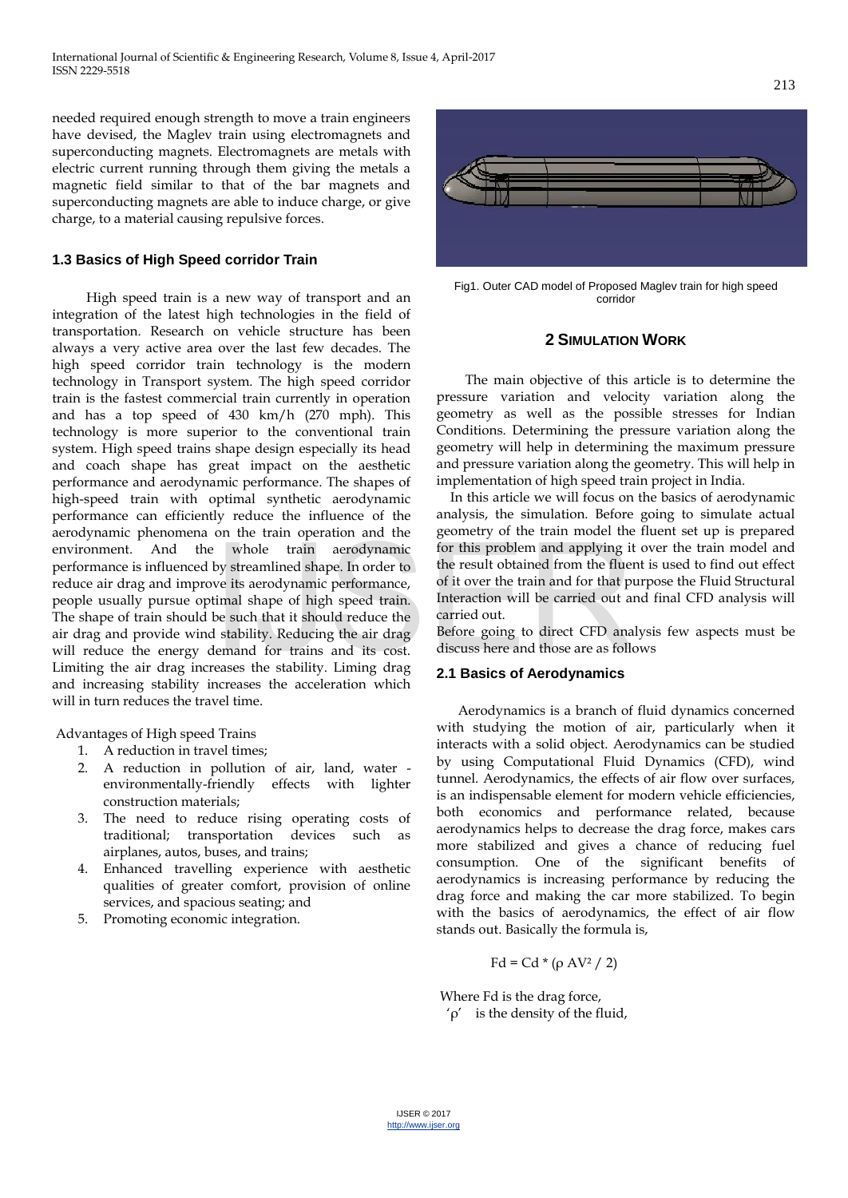needed required enough strength to move a train engineers have devised, the Maglev train using electromagnets and superconducting magnets. Electromagnets are metals with electric current running through them giving the metals a magnetic field similar to that of the bar magnets and superconducting magnets are able to induce charge, or give charge, to a material causing repulsive forces.

### 1.3 Basics of High Speed corridor Train

High speed train is a new way of transport and an integration of the latest high technologies in the field of transportation. Research on vehicle structure has been always a very active area over the last few decades. The high speed corridor train technology is the modern technology in Transport system. The high speed corridor train is the fastest commercial train currently in operation and has a top speed of 430 km/h (270 mph). This technology is more superior to the conventional train system. High speed trains shape design especially its head and coach shape has great impact on the aesthetic performance and aerodynamic performance. The shapes of high-speed train with optimal synthetic aerodynamic performance can efficiently reduce the influence of the aerodynamic phenomena on the train operation and the environment. And the whole train aerodynamic performance is influenced by streamlined shape. In order to reduce air drag and improve its aerodynamic performance, people usually pursue optimal shape of high speed train. The shape of train should be such that it should reduce the air drag and provide wind stability. Reducing the air drag will reduce the energy demand for trains and its cost. Limiting the air drag increases the stability. Liming drag and increasing stability increases the acceleration which will in turn reduces the travel time.

Advantages of High speed Trains

1. A reduction in travel times;
2. A reduction in pollution of air, land, water - environmentally-friendly effects with lighter construction materials;
3. The need to reduce rising operating costs of traditional; transportation devices such as airplanes, autos, buses, and trains;
4. Enhanced travelling experience with aesthetic qualities of greater comfort, provision of online services, and spacious seating; and
5. Promoting economic integration.

Fig1. Outer CAD model of Proposed Maglev train for high speed corridor

## 2 Simulation Work

The main objective of this article is to determine the pressure variation and velocity variation along the geometry as well as the possible stresses for Indian Conditions. Determining the pressure variation along the geometry will help in determining the maximum pressure and pressure variation along the geometry. This will help in implementation of high speed train project in India.

In this article we will focus on the basics of aerodynamic analysis, the simulation. Before going to simulate actual geometry of the train model the fluent set up is prepared for this problem and applying it over the train model and the result obtained from the fluent is used to find out effect of it over the train and for that purpose the Fluid Structural Interaction will be carried out and final CFD analysis will carried out.

Before going to direct CFD analysis few aspects must be discuss here and those are as follows

### 2.1 Basics of Aerodynamics

Aerodynamics is a branch of fluid dynamics concerned with studying the motion of air, particularly when it interacts with a solid object. Aerodynamics can be studied by using Computational Fluid Dynamics (CFD), wind tunnel. Aerodynamics, the effects of air flow over surfaces, is an indispensable element for modern vehicle efficiencies, both economics and performance related, because aerodynamics helps to decrease the drag force, makes cars more stabilized and gives a chance of reducing fuel consumption. One of the significant benefits of aerodynamics is increasing performance by reducing the drag force and making the car more stabilized. To begin with the basics of aerodynamics, the effect of air flow stands out. Basically the formula is,

$$Fd = Cd * (\rho AV^2 / 2)$$

Where Fd is the drag force,

'$\rho$' is the density of the fluid,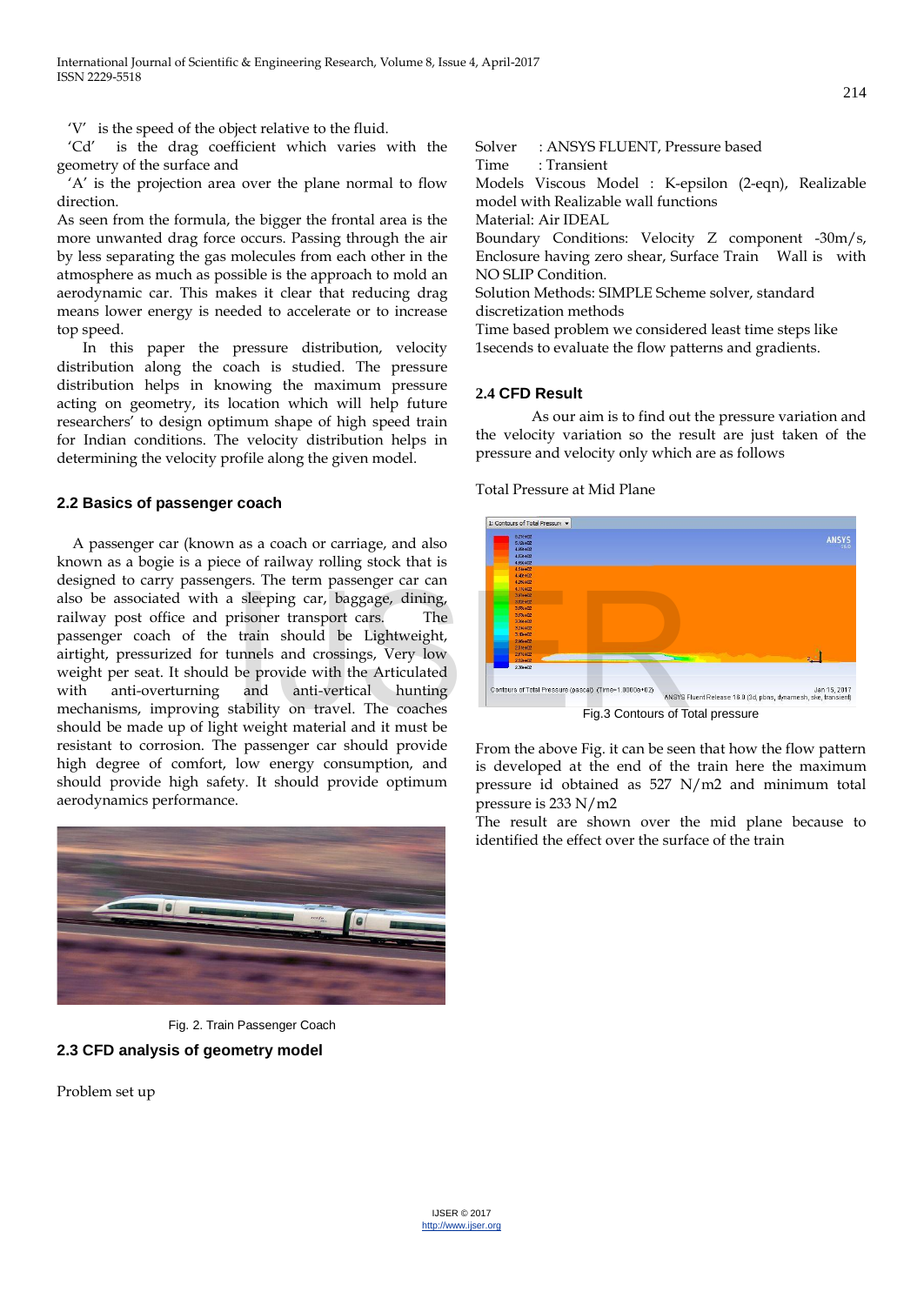'V' is the speed of the object relative to the fluid.

'Cd' is the drag coefficient which varies with the geometry of the surface and

'A' is the projection area over the plane normal to flow direction.

As seen from the formula, the bigger the frontal area is the more unwanted drag force occurs. Passing through the air by less separating the gas molecules from each other in the atmosphere as much as possible is the approach to mold an aerodynamic car. This makes it clear that reducing drag means lower energy is needed to accelerate or to increase top speed.

In this paper the pressure distribution, velocity distribution along the coach is studied. The pressure distribution helps in knowing the maximum pressure acting on geometry, its location which will help future researchers' to design optimum shape of high speed train for Indian conditions. The velocity distribution helps in determining the velocity profile along the given model.

### 2.2 Basics of passenger coach

A passenger car (known as a coach or carriage, and also known as a bogie is a piece of railway rolling stock that is designed to carry passengers. The term passenger car can also be associated with a sleeping car, baggage, dining, railway post office and prisoner transport cars. The passenger coach of the train should be Lightweight, airtight, pressurized for tunnels and crossings, Very low weight per seat. It should be provide with the Articulated with anti-overturning and anti-vertical hunting mechanisms, improving stability on travel. The coaches should be made up of light weight material and it must be resistant to corrosion. The passenger car should provide high degree of comfort, low energy consumption, and should provide high safety. It should provide optimum aerodynamics performance.

Fig. 2. Train Passenger Coach

### 2.3 CFD analysis of geometry model

Problem set up

Solver : ANSYS FLUENT, Pressure based

Time : Transient

Models Viscous Model : K-epsilon (2-eqn), Realizable model with Realizable wall functions

Material: Air IDEAL

Boundary Conditions: Velocity Z component -30m/s, Enclosure having zero shear, Surface Train Wall is with NO SLIP Condition.

Solution Methods: SIMPLE Scheme solver, standard discretization methods

Time based problem we considered least time steps like 1secends to evaluate the flow patterns and gradients.

### 2.4 CFD Result

As our aim is to find out the pressure variation and the velocity variation so the result are just taken of the pressure and velocity only which are as follows

Total Pressure at Mid Plane

Fig.3 Contours of Total pressure

From the above Fig. it can be seen that how the flow pattern is developed at the end of the train here the maximum pressure id obtained as 527 N/m2 and minimum total pressure is 233 N/m2

The result are shown over the mid plane because to identified the effect over the surface of the train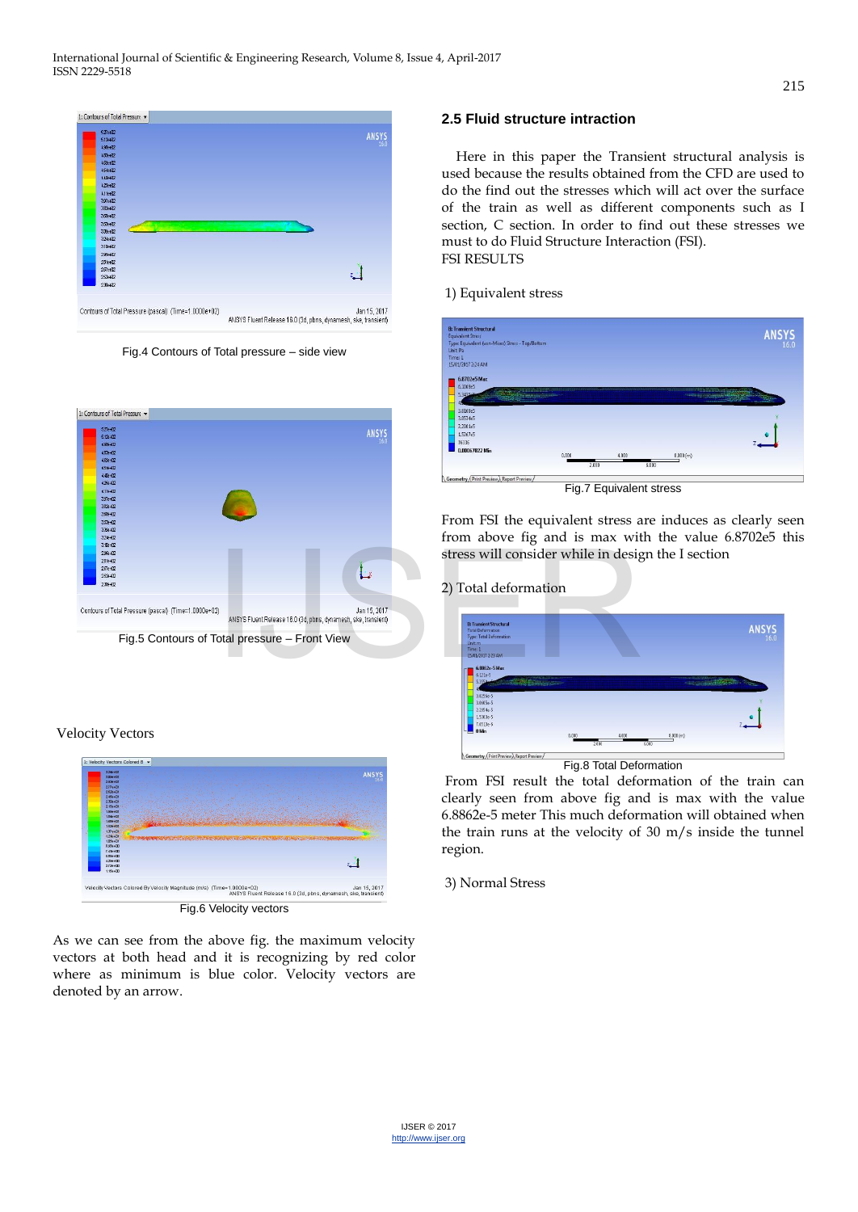Fig.4 Contours of Total pressure – side view

Fig.5 Contours of Total pressure – Front View

Velocity Vectors

Fig.6 Velocity vectors

As we can see from the above fig. the maximum velocity vectors at both head and it is recognizing by red color where as minimum is blue color. Velocity vectors are denoted by an arrow.

### 2.5 Fluid structure intraction

Here in this paper the Transient structural analysis is used because the results obtained from the CFD are used to do the find out the stresses which will act over the surface of the train as well as different components such as I section, C section. In order to find out these stresses we must to do Fluid Structure Interaction (FSI).

FSI RESULTS

1) Equivalent stress

Fig.7 Equivalent stress

From FSI the equivalent stress are induces as clearly seen from above fig and is max with the value 6.8702e5 this stress will consider while in design the I section

2) Total deformation

Fig.8 Total Deformation

From FSI result the total deformation of the train can clearly seen from above fig and is max with the value 6.8862e-5 meter This much deformation will obtained when the train runs at the velocity of 30 m/s inside the tunnel region.

3) Normal Stress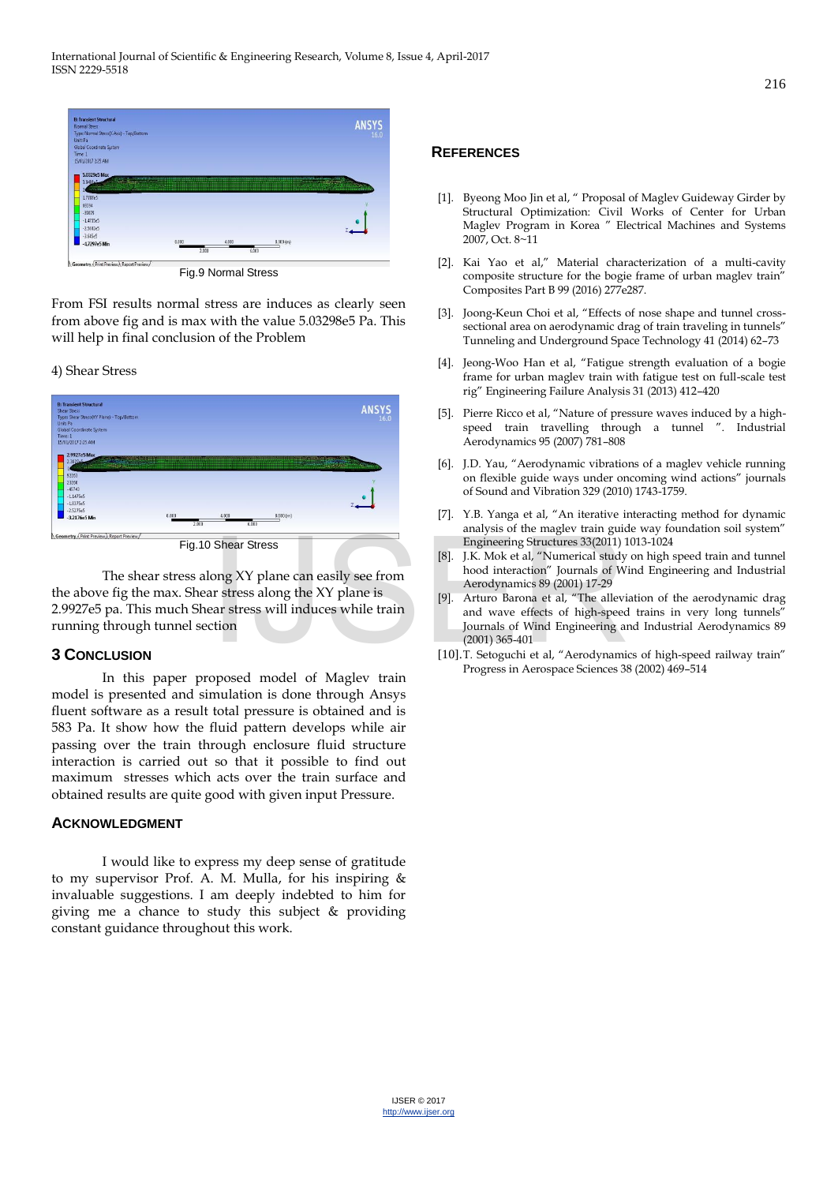Fig.9 Normal Stress

From FSI results normal stress are induces as clearly seen from above fig and is max with the value 5.03298e5 Pa. This will help in final conclusion of the Problem

4) Shear Stress

Fig.10 Shear Stress

The shear stress along XY plane can easily see from the above fig the max. Shear stress along the XY plane is 2.9927e5 pa. This much Shear stress will induces while train running through tunnel section

## 3 Conclusion

In this paper proposed model of Maglev train model is presented and simulation is done through Ansys fluent software as a result total pressure is obtained and is 583 Pa. It show how the fluid pattern develops while air passing over the train through enclosure fluid structure interaction is carried out so that it possible to find out maximum stresses which acts over the train surface and obtained results are quite good with given input Pressure.

## Acknowledgment

I would like to express my deep sense of gratitude to my supervisor Prof. A. M. Mulla, for his inspiring & invaluable suggestions. I am deeply indebted to him for giving me a chance to study this subject & providing constant guidance throughout this work.

## References

[1]. Byeong Moo Jin et al, " Proposal of Maglev Guideway Girder by Structural Optimization: Civil Works of Center for Urban Maglev Program in Korea " Electrical Machines and Systems 2007, Oct. 8~11

[2]. Kai Yao et al," Material characterization of a multi-cavity composite structure for the bogie frame of urban maglev train" Composites Part B 99 (2016) 277e287.

[3]. Joong-Keun Choi et al, "Effects of nose shape and tunnel cross-sectional area on aerodynamic drag of train traveling in tunnels" Tunneling and Underground Space Technology 41 (2014) 62–73

[4]. Jeong-Woo Han et al, "Fatigue strength evaluation of a bogie frame for urban maglev train with fatigue test on full-scale test rig" Engineering Failure Analysis 31 (2013) 412–420

[5]. Pierre Ricco et al, "Nature of pressure waves induced by a high-speed train travelling through a tunnel ". Industrial Aerodynamics 95 (2007) 781–808

[6]. J.D. Yau, "Aerodynamic vibrations of a maglev vehicle running on flexible guide ways under oncoming wind actions" journals of Sound and Vibration 329 (2010) 1743-1759.

[7]. Y.B. Yanga et al, "An iterative interacting method for dynamic analysis of the maglev train guide way foundation soil system" Engineering Structures 33(2011) 1013-1024

[8]. J.K. Mok et al, "Numerical study on high speed train and tunnel hood interaction" Journals of Wind Engineering and Industrial Aerodynamics 89 (2001) 17-29

[9]. Arturo Barona et al, "The alleviation of the aerodynamic drag and wave effects of high-speed trains in very long tunnels" Journals of Wind Engineering and Industrial Aerodynamics 89 (2001) 365-401

[10]. T. Setoguchi et al, "Aerodynamics of high-speed railway train" Progress in Aerospace Sciences 38 (2002) 469–514